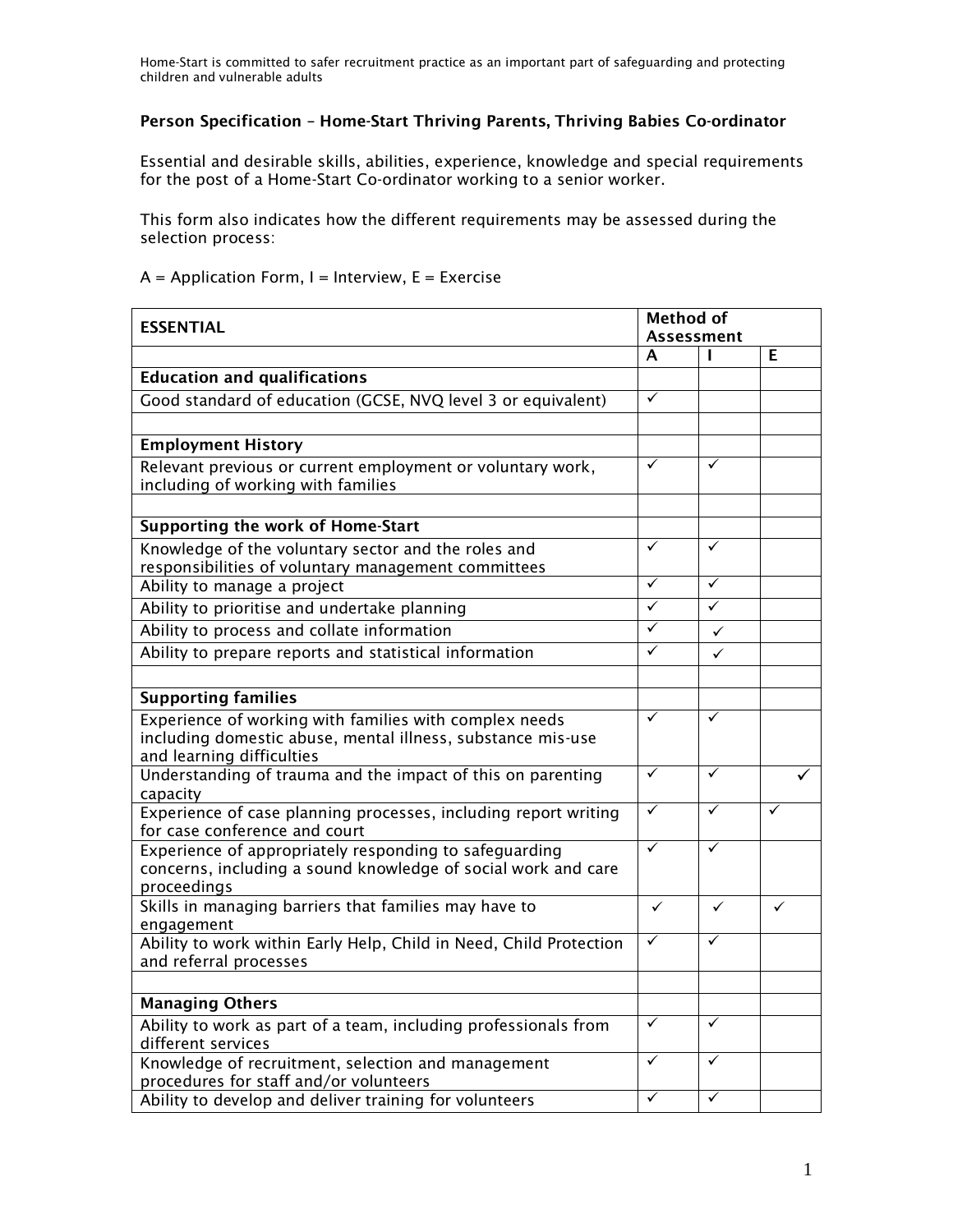Home-Start is committed to safer recruitment practice as an important part of safeguarding and protecting children and vulnerable adults

**Person Specification – Home-Start Thriving Parents, Thriving Babies Co-ordinator**

Essential and desirable skills, abilities, experience, knowledge and special requirements for the post of a Home-Start Co-ordinator working to a senior worker.

This form also indicates how the different requirements may be assessed during the selection process:

A = Application Form, I = Interview, E = Exercise

| **ESSENTIAL** | **Method of Assessment** | | |
|---|---|---|---|
| | **A** | **I** | **E** |
| **Education and qualifications** | | | |
| Good standard of education (GCSE, NVQ level 3 or equivalent) | ✓ | | |
| | | | |
| **Employment History** | | | |
| Relevant previous or current employment or voluntary work, including of working with families | ✓ | ✓ | |
| | | | |
| **Supporting the work of Home-Start** | | | |
| Knowledge of the voluntary sector and the roles and responsibilities of voluntary management committees | ✓ | ✓ | |
| Ability to manage a project | ✓ | ✓ | |
| Ability to prioritise and undertake planning | ✓ | ✓ | |
| Ability to process and collate information | ✓ | ✓ | |
| Ability to prepare reports and statistical information | ✓ | ✓ | |
| | | | |
| **Supporting families** | | | |
| Experience of working with families with complex needs including domestic abuse, mental illness, substance mis-use and learning difficulties | ✓ | ✓ | |
| Understanding of trauma and the impact of this on parenting capacity | ✓ | ✓ | ✓ |
| Experience of case planning processes, including report writing for case conference and court | ✓ | ✓ | ✓ |
| Experience of appropriately responding to safeguarding concerns, including a sound knowledge of social work and care proceedings | ✓ | ✓ | |
| Skills in managing barriers that families may have to engagement | ✓ | ✓ | ✓ |
| Ability to work within Early Help, Child in Need, Child Protection and referral processes | ✓ | ✓ | |
| | | | |
| **Managing Others** | | | |
| Ability to work as part of a team, including professionals from different services | ✓ | ✓ | |
| Knowledge of recruitment, selection and management procedures for staff and/or volunteers | ✓ | ✓ | |
| Ability to develop and deliver training for volunteers | ✓ | ✓ | |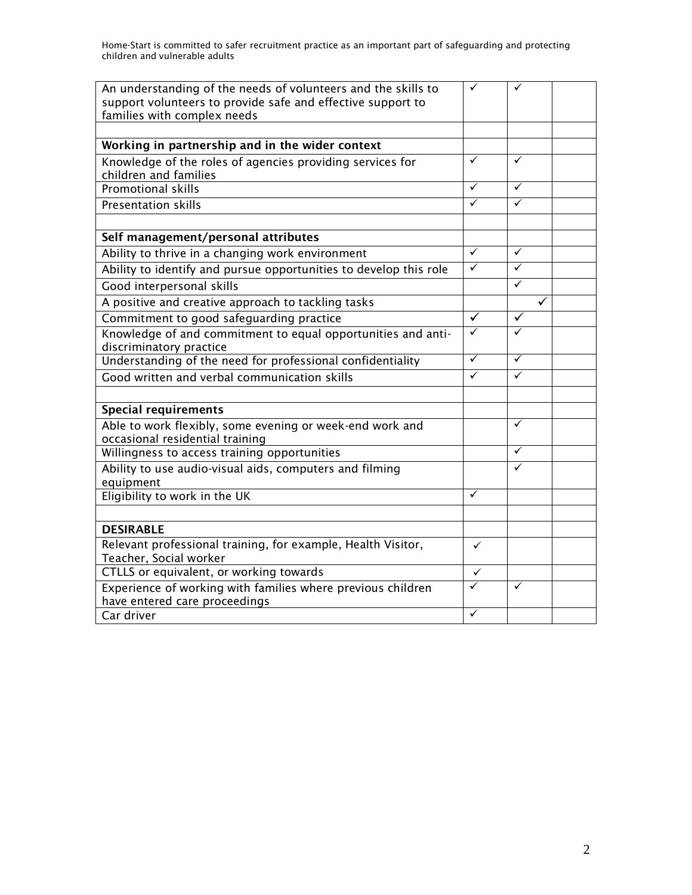| | | | |
|---|---|---|---|
| An understanding of the needs of volunteers and the skills to support volunteers to provide safe and effective support to families with complex needs | ✓ | ✓ | |
| | | | |
| **Working in partnership and in the wider context** | | | |
| Knowledge of the roles of agencies providing services for children and families | ✓ | ✓ | |
| Promotional skills | ✓ | ✓ | |
| Presentation skills | ✓ | ✓ | |
| | | | |
| **Self management/personal attributes** | | | |
| Ability to thrive in a changing work environment | ✓ | ✓ | |
| Ability to identify and pursue opportunities to develop this role | ✓ | ✓ | |
| Good interpersonal skills | | ✓ | |
| A positive and creative approach to tackling tasks | | ✓ | |
| Commitment to good safeguarding practice | ✓ | ✓ | |
| Knowledge of and commitment to equal opportunities and anti-discriminatory practice | ✓ | ✓ | |
| Understanding of the need for professional confidentiality | ✓ | ✓ | |
| Good written and verbal communication skills | ✓ | ✓ | |
| | | | |
| **Special requirements** | | | |
| Able to work flexibly, some evening or week-end work and occasional residential training | | ✓ | |
| Willingness to access training opportunities | | ✓ | |
| Ability to use audio-visual aids, computers and filming equipment | | ✓ | |
| Eligibility to work in the UK | ✓ | | |
| | | | |
| **DESIRABLE** | | | |
| Relevant professional training, for example, Health Visitor, Teacher, Social worker | ✓ | | |
| CTLLS or equivalent, or working towards | ✓ | | |
| Experience of working with families where previous children have entered care proceedings | ✓ | ✓ | |
| Car driver | ✓ | | |